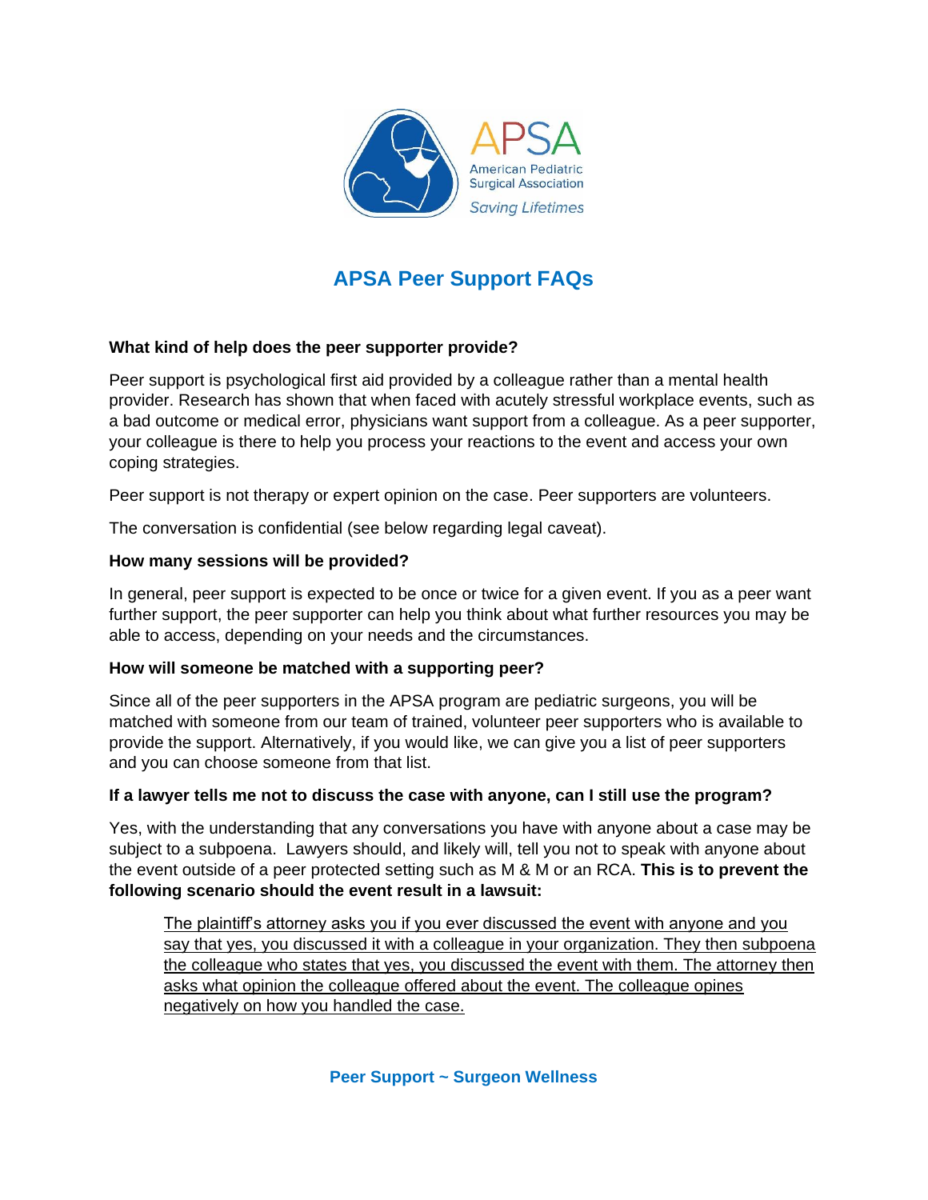# APSA Peer Support FAQs

**What kind of help does the peer supporter provide?**

Peer support is psychological first aid provided by a colleague rather than a mental health provider. Research has shown that when faced with acutely stressful workplace events, such as a bad outcome or medical error, physicians want support from a colleague. As a peer supporter, your colleague is there to help you process your reactions to the event and access your own coping strategies.

Peer support is not therapy or expert opinion on the case. Peer supporters are volunteers.

The conversation is confidential (see below regarding legal caveat).

**How many sessions will be provided?**

In general, peer support is expected to be once or twice for a given event. If you as a peer want further support, the peer supporter can help you think about what further resources you may be able to access, depending on your needs and the circumstances.

**How will someone be matched with a supporting peer?**

Since all of the peer supporters in the APSA program are pediatric surgeons, you will be matched with someone from our team of trained, volunteer peer supporters who is available to provide the support. Alternatively, if you would like, we can give you a list of peer supporters and you can choose someone from that list.

**If a lawyer tells me not to discuss the case with anyone, can I still use the program?**

Yes, with the understanding that any conversations you have with anyone about a case may be subject to a subpoena. Lawyers should, and likely will, tell you not to speak with anyone about the event outside of a peer protected setting such as M & M or an RCA. **This is to prevent the following scenario should the event result in a lawsuit:**

> <u>The plaintiff's attorney asks you if you ever discussed the event with anyone and you say that yes, you discussed it with a colleague in your organization. They then subpoena the colleague who states that yes, you discussed the event with them. The attorney then asks what opinion the colleague offered about the event. The colleague opines negatively on how you handled the case.</u>

**Peer Support ~ Surgeon Wellness**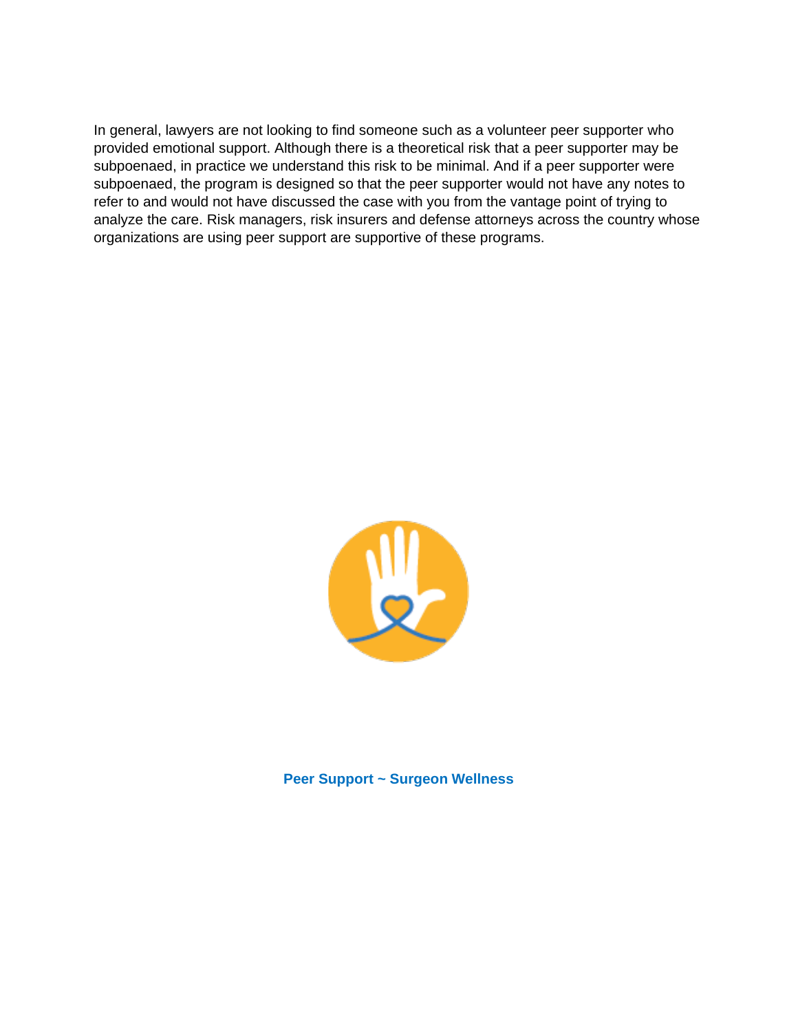In general, lawyers are not looking to find someone such as a volunteer peer supporter who provided emotional support. Although there is a theoretical risk that a peer supporter may be subpoenaed, in practice we understand this risk to be minimal. And if a peer supporter were subpoenaed, the program is designed so that the peer supporter would not have any notes to refer to and would not have discussed the case with you from the vantage point of trying to analyze the care. Risk managers, risk insurers and defense attorneys across the country whose organizations are using peer support are supportive of these programs.

**Peer Support ~ Surgeon Wellness**